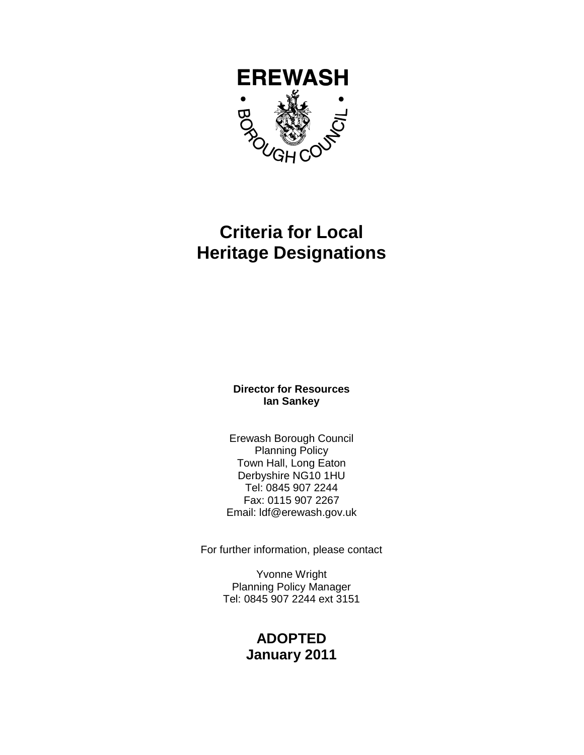EREWASH

BOROUGH COUNCIL

# Criteria for Local Heritage Designations

**Director for Resources**
**Ian Sankey**

Erewash Borough Council
Planning Policy
Town Hall, Long Eaton
Derbyshire NG10 1HU
Tel: 0845 907 2244
Fax: 0115 907 2267
Email: ldf@erewash.gov.uk

For further information, please contact

Yvonne Wright
Planning Policy Manager
Tel: 0845 907 2244 ext 3151

**ADOPTED**
**January 2011**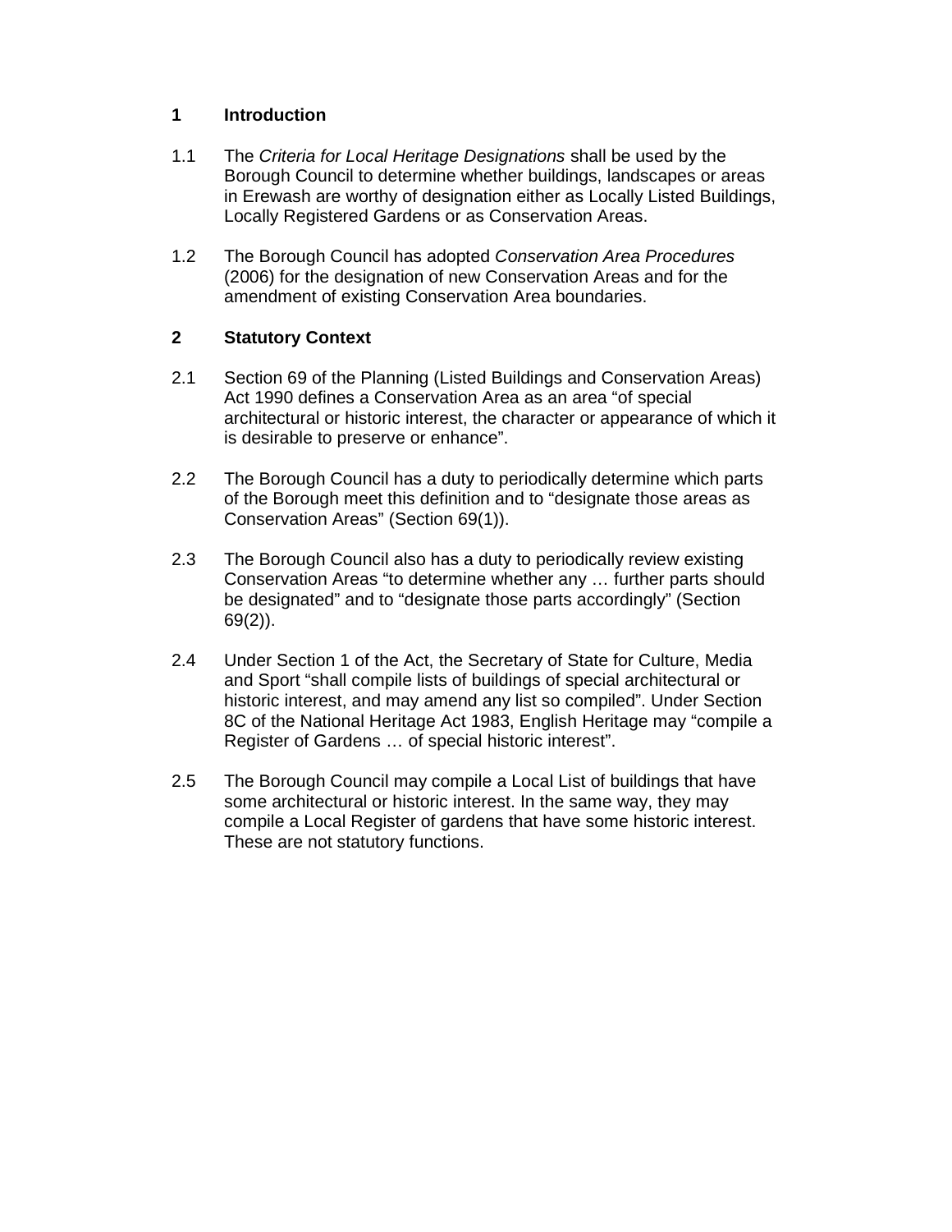## 1 Introduction

1.1 The *Criteria for Local Heritage Designations* shall be used by the Borough Council to determine whether buildings, landscapes or areas in Erewash are worthy of designation either as Locally Listed Buildings, Locally Registered Gardens or as Conservation Areas.

1.2 The Borough Council has adopted *Conservation Area Procedures* (2006) for the designation of new Conservation Areas and for the amendment of existing Conservation Area boundaries.

## 2 Statutory Context

2.1 Section 69 of the Planning (Listed Buildings and Conservation Areas) Act 1990 defines a Conservation Area as an area "of special architectural or historic interest, the character or appearance of which it is desirable to preserve or enhance".

2.2 The Borough Council has a duty to periodically determine which parts of the Borough meet this definition and to "designate those areas as Conservation Areas" (Section 69(1)).

2.3 The Borough Council also has a duty to periodically review existing Conservation Areas "to determine whether any … further parts should be designated" and to "designate those parts accordingly" (Section 69(2)).

2.4 Under Section 1 of the Act, the Secretary of State for Culture, Media and Sport "shall compile lists of buildings of special architectural or historic interest, and may amend any list so compiled". Under Section 8C of the National Heritage Act 1983, English Heritage may "compile a Register of Gardens … of special historic interest".

2.5 The Borough Council may compile a Local List of buildings that have some architectural or historic interest. In the same way, they may compile a Local Register of gardens that have some historic interest. These are not statutory functions.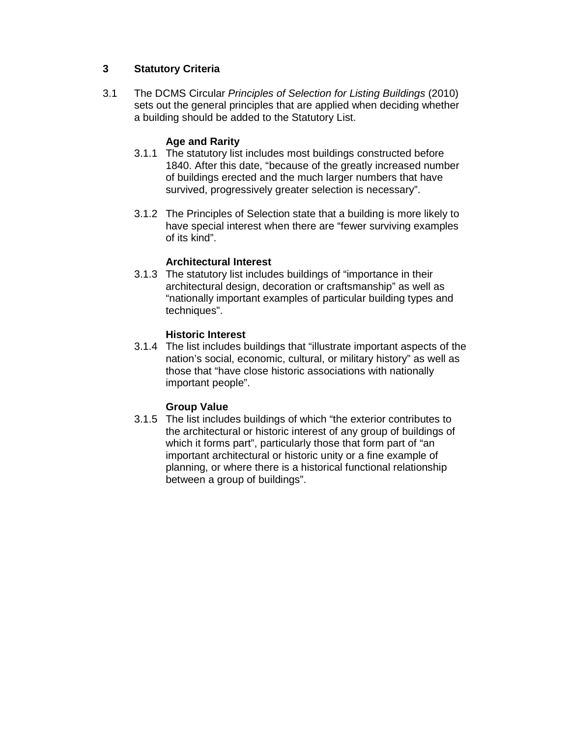## 3 Statutory Criteria

3.1 The DCMS Circular *Principles of Selection for Listing Buildings* (2010) sets out the general principles that are applied when deciding whether a building should be added to the Statutory List.

### Age and Rarity

3.1.1 The statutory list includes most buildings constructed before 1840. After this date, “because of the greatly increased number of buildings erected and the much larger numbers that have survived, progressively greater selection is necessary”.

3.1.2 The Principles of Selection state that a building is more likely to have special interest when there are “fewer surviving examples of its kind”.

### Architectural Interest

3.1.3 The statutory list includes buildings of “importance in their architectural design, decoration or craftsmanship” as well as “nationally important examples of particular building types and techniques”.

### Historic Interest

3.1.4 The list includes buildings that “illustrate important aspects of the nation’s social, economic, cultural, or military history” as well as those that “have close historic associations with nationally important people”.

### Group Value

3.1.5 The list includes buildings of which “the exterior contributes to the architectural or historic interest of any group of buildings of which it forms part”, particularly those that form part of “an important architectural or historic unity or a fine example of planning, or where there is a historical functional relationship between a group of buildings”.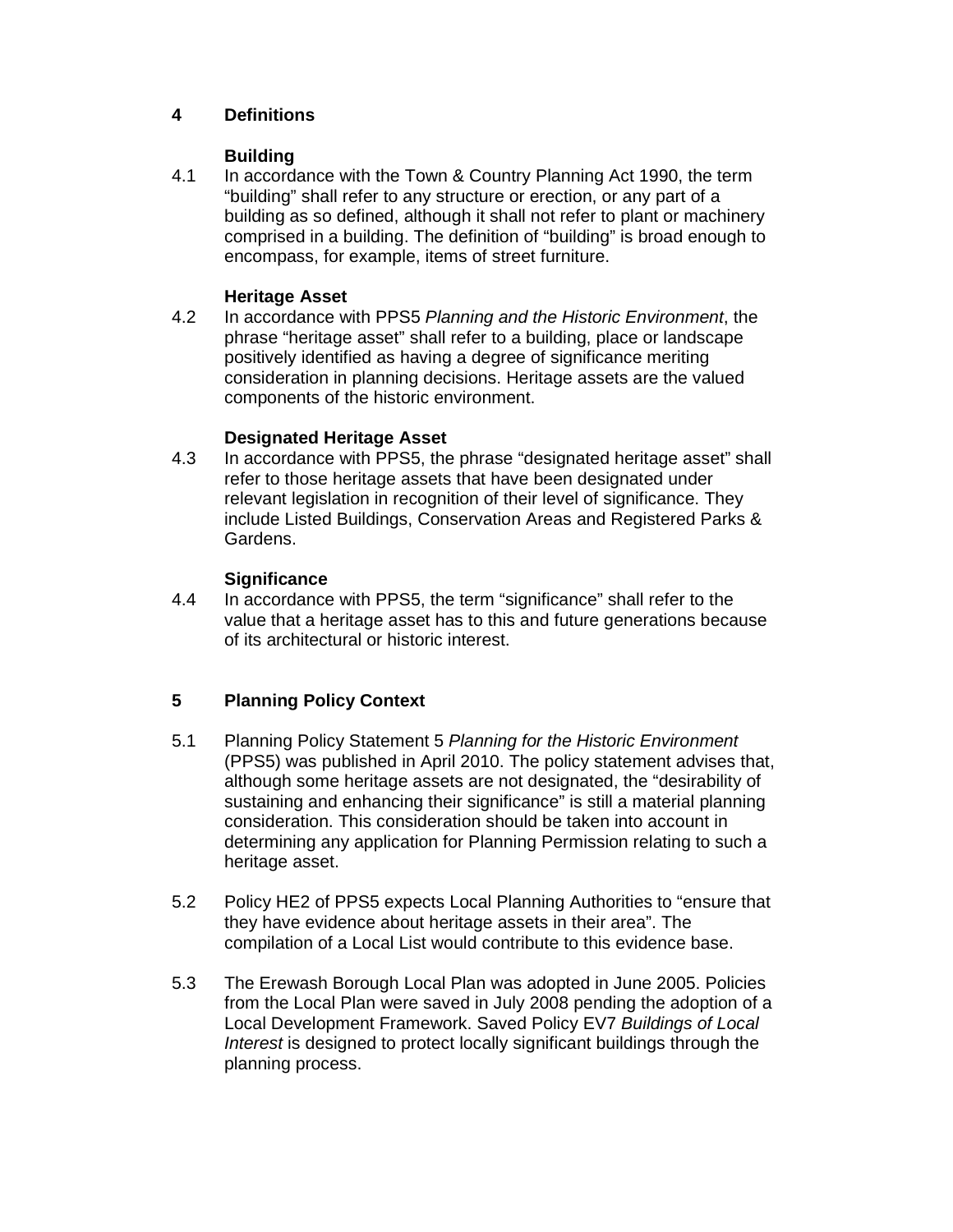## 4 Definitions

### Building

4.1 In accordance with the Town & Country Planning Act 1990, the term "building" shall refer to any structure or erection, or any part of a building as so defined, although it shall not refer to plant or machinery comprised in a building. The definition of "building" is broad enough to encompass, for example, items of street furniture.

### Heritage Asset

4.2 In accordance with PPS5 *Planning and the Historic Environment*, the phrase "heritage asset" shall refer to a building, place or landscape positively identified as having a degree of significance meriting consideration in planning decisions. Heritage assets are the valued components of the historic environment.

### Designated Heritage Asset

4.3 In accordance with PPS5, the phrase "designated heritage asset" shall refer to those heritage assets that have been designated under relevant legislation in recognition of their level of significance. They include Listed Buildings, Conservation Areas and Registered Parks & Gardens.

### Significance

4.4 In accordance with PPS5, the term "significance" shall refer to the value that a heritage asset has to this and future generations because of its architectural or historic interest.

## 5 Planning Policy Context

5.1 Planning Policy Statement 5 *Planning for the Historic Environment* (PPS5) was published in April 2010. The policy statement advises that, although some heritage assets are not designated, the "desirability of sustaining and enhancing their significance" is still a material planning consideration. This consideration should be taken into account in determining any application for Planning Permission relating to such a heritage asset.

5.2 Policy HE2 of PPS5 expects Local Planning Authorities to "ensure that they have evidence about heritage assets in their area". The compilation of a Local List would contribute to this evidence base.

5.3 The Erewash Borough Local Plan was adopted in June 2005. Policies from the Local Plan were saved in July 2008 pending the adoption of a Local Development Framework. Saved Policy EV7 *Buildings of Local Interest* is designed to protect locally significant buildings through the planning process.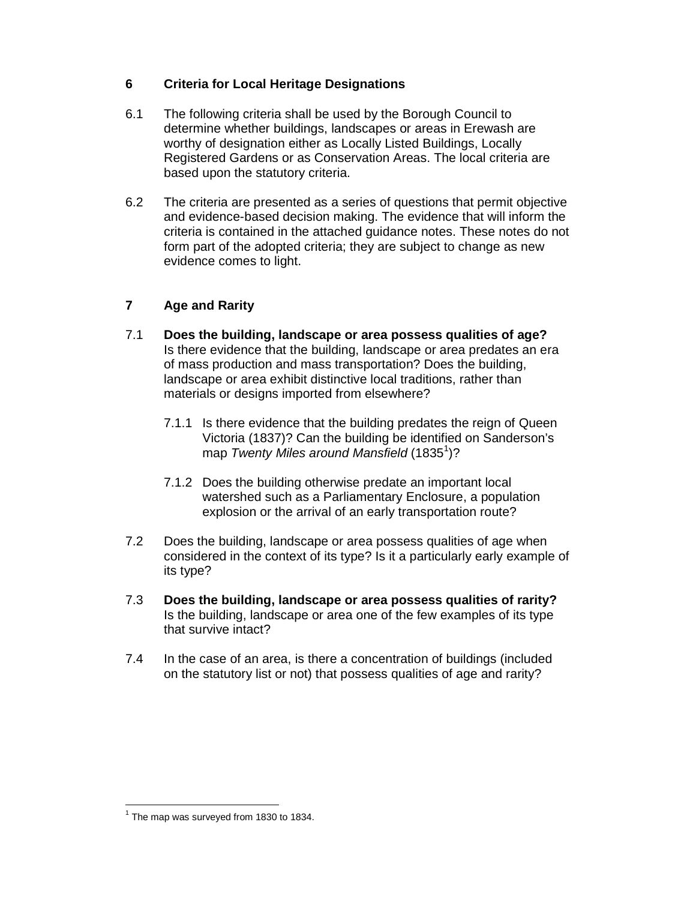## 6 Criteria for Local Heritage Designations

6.1 The following criteria shall be used by the Borough Council to determine whether buildings, landscapes or areas in Erewash are worthy of designation either as Locally Listed Buildings, Locally Registered Gardens or as Conservation Areas. The local criteria are based upon the statutory criteria.

6.2 The criteria are presented as a series of questions that permit objective and evidence-based decision making. The evidence that will inform the criteria is contained in the attached guidance notes. These notes do not form part of the adopted criteria; they are subject to change as new evidence comes to light.

## 7 Age and Rarity

7.1 **Does the building, landscape or area possess qualities of age?** Is there evidence that the building, landscape or area predates an era of mass production and mass transportation? Does the building, landscape or area exhibit distinctive local traditions, rather than materials or designs imported from elsewhere?

7.1.1 Is there evidence that the building predates the reign of Queen Victoria (1837)? Can the building be identified on Sanderson's map *Twenty Miles around Mansfield* (1835[1])?

7.1.2 Does the building otherwise predate an important local watershed such as a Parliamentary Enclosure, a population explosion or the arrival of an early transportation route?

7.2 Does the building, landscape or area possess qualities of age when considered in the context of its type? Is it a particularly early example of its type?

7.3 **Does the building, landscape or area possess qualities of rarity?** Is the building, landscape or area one of the few examples of its type that survive intact?

7.4 In the case of an area, is there a concentration of buildings (included on the statutory list or not) that possess qualities of age and rarity?

---

[1] The map was surveyed from 1830 to 1834.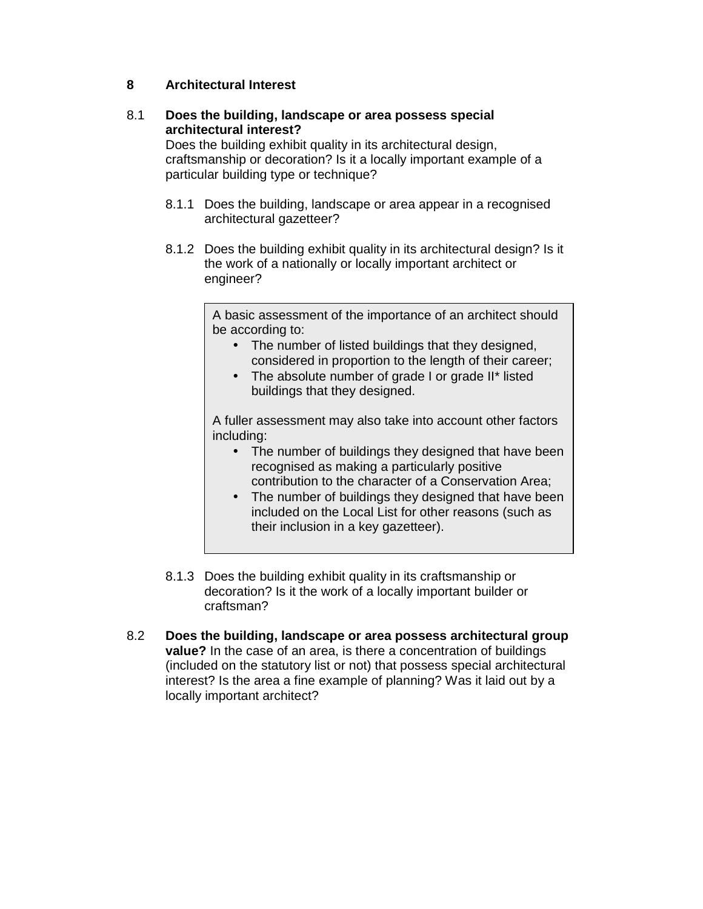## 8 Architectural Interest

8.1 **Does the building, landscape or area possess special architectural interest?**
Does the building exhibit quality in its architectural design, craftsmanship or decoration? Is it a locally important example of a particular building type or technique?

8.1.1 Does the building, landscape or area appear in a recognised architectural gazetteer?

8.1.2 Does the building exhibit quality in its architectural design? Is it the work of a nationally or locally important architect or engineer?

> A basic assessment of the importance of an architect should be according to:
> - The number of listed buildings that they designed, considered in proportion to the length of their career;
> - The absolute number of grade I or grade II* listed buildings that they designed.
>
> A fuller assessment may also take into account other factors including:
> - The number of buildings they designed that have been recognised as making a particularly positive contribution to the character of a Conservation Area;
> - The number of buildings they designed that have been included on the Local List for other reasons (such as their inclusion in a key gazetteer).

8.1.3 Does the building exhibit quality in its craftsmanship or decoration? Is it the work of a locally important builder or craftsman?

8.2 **Does the building, landscape or area possess architectural group value?** In the case of an area, is there a concentration of buildings (included on the statutory list or not) that possess special architectural interest? Is the area a fine example of planning? Was it laid out by a locally important architect?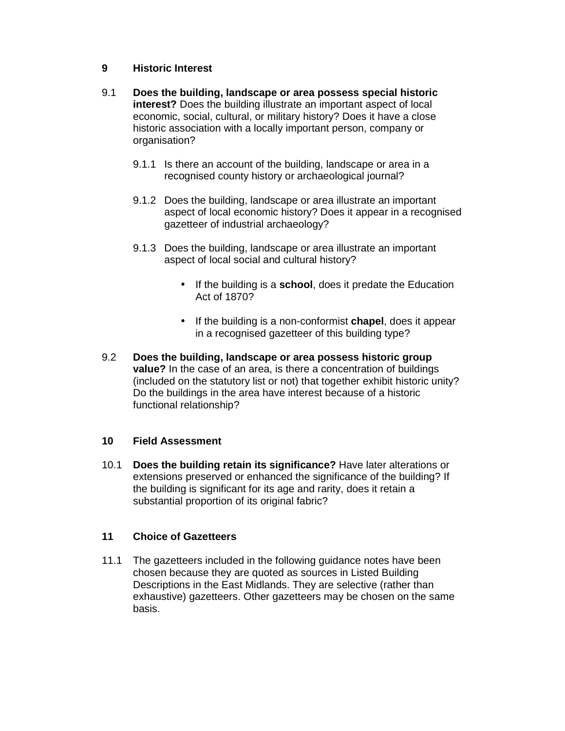## 9 Historic Interest

9.1 **Does the building, landscape or area possess special historic interest?** Does the building illustrate an important aspect of local economic, social, cultural, or military history? Does it have a close historic association with a locally important person, company or organisation?

9.1.1 Is there an account of the building, landscape or area in a recognised county history or archaeological journal?

9.1.2 Does the building, landscape or area illustrate an important aspect of local economic history? Does it appear in a recognised gazetteer of industrial archaeology?

9.1.3 Does the building, landscape or area illustrate an important aspect of local social and cultural history?

- If the building is a **school**, does it predate the Education Act of 1870?
- If the building is a non-conformist **chapel**, does it appear in a recognised gazetteer of this building type?

9.2 **Does the building, landscape or area possess historic group value?** In the case of an area, is there a concentration of buildings (included on the statutory list or not) that together exhibit historic unity? Do the buildings in the area have interest because of a historic functional relationship?

## 10 Field Assessment

10.1 **Does the building retain its significance?** Have later alterations or extensions preserved or enhanced the significance of the building? If the building is significant for its age and rarity, does it retain a substantial proportion of its original fabric?

## 11 Choice of Gazetteers

11.1 The gazetteers included in the following guidance notes have been chosen because they are quoted as sources in Listed Building Descriptions in the East Midlands. They are selective (rather than exhaustive) gazetteers. Other gazetteers may be chosen on the same basis.